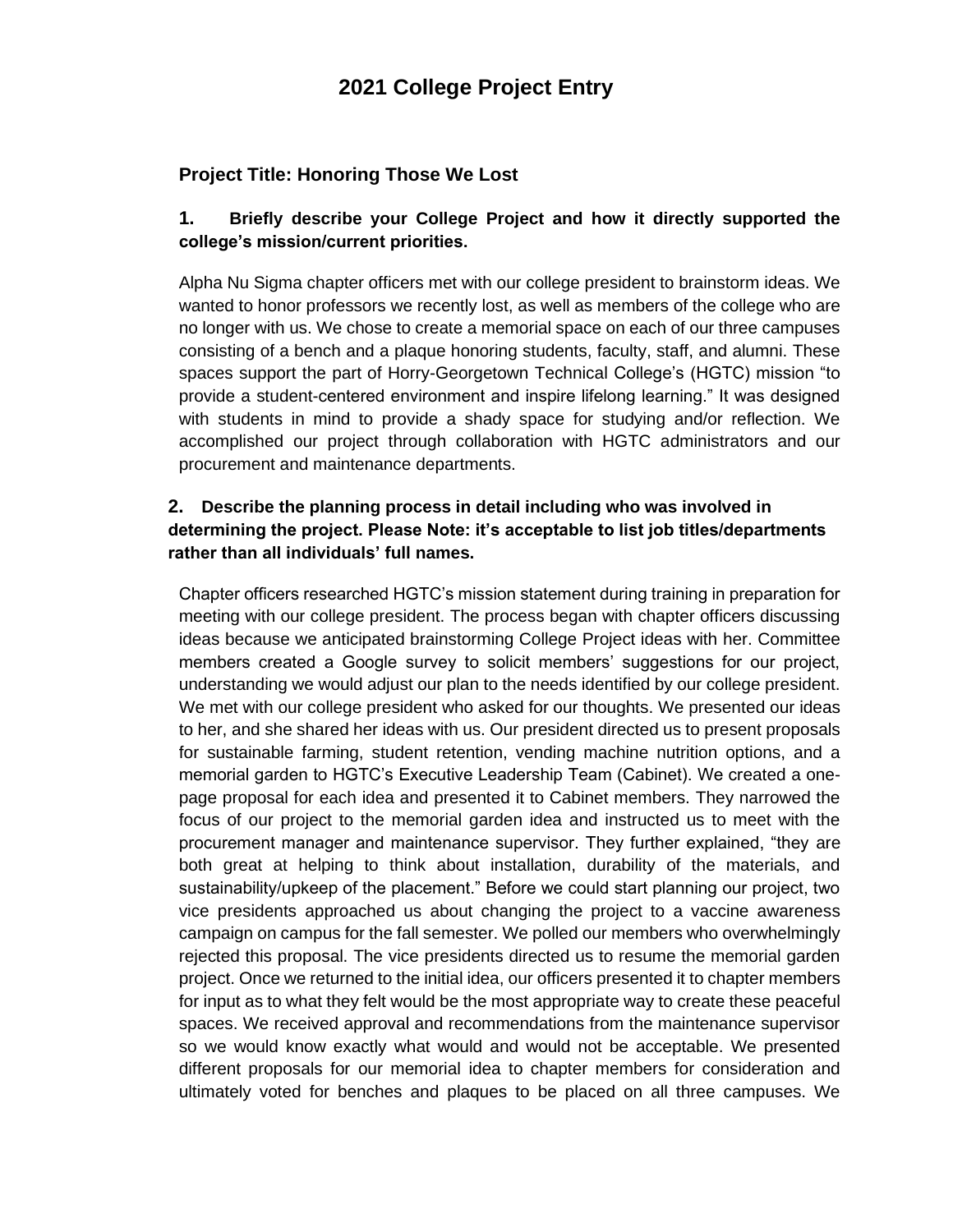# 2021 College Project Entry

## Project Title: Honoring Those We Lost

### 1. Briefly describe your College Project and how it directly supported the college's mission/current priorities.

Alpha Nu Sigma chapter officers met with our college president to brainstorm ideas. We wanted to honor professors we recently lost, as well as members of the college who are no longer with us. We chose to create a memorial space on each of our three campuses consisting of a bench and a plaque honoring students, faculty, staff, and alumni. These spaces support the part of Horry-Georgetown Technical College's (HGTC) mission "to provide a student-centered environment and inspire lifelong learning." It was designed with students in mind to provide a shady space for studying and/or reflection. We accomplished our project through collaboration with HGTC administrators and our procurement and maintenance departments.

### 2. Describe the planning process in detail including who was involved in determining the project. Please Note: it's acceptable to list job titles/departments rather than all individuals' full names.

Chapter officers researched HGTC's mission statement during training in preparation for meeting with our college president. The process began with chapter officers discussing ideas because we anticipated brainstorming College Project ideas with her. Committee members created a Google survey to solicit members' suggestions for our project, understanding we would adjust our plan to the needs identified by our college president. We met with our college president who asked for our thoughts. We presented our ideas to her, and she shared her ideas with us. Our president directed us to present proposals for sustainable farming, student retention, vending machine nutrition options, and a memorial garden to HGTC's Executive Leadership Team (Cabinet). We created a one-page proposal for each idea and presented it to Cabinet members. They narrowed the focus of our project to the memorial garden idea and instructed us to meet with the procurement manager and maintenance supervisor. They further explained, "they are both great at helping to think about installation, durability of the materials, and sustainability/upkeep of the placement." Before we could start planning our project, two vice presidents approached us about changing the project to a vaccine awareness campaign on campus for the fall semester. We polled our members who overwhelmingly rejected this proposal. The vice presidents directed us to resume the memorial garden project. Once we returned to the initial idea, our officers presented it to chapter members for input as to what they felt would be the most appropriate way to create these peaceful spaces. We received approval and recommendations from the maintenance supervisor so we would know exactly what would and would not be acceptable. We presented different proposals for our memorial idea to chapter members for consideration and ultimately voted for benches and plaques to be placed on all three campuses. We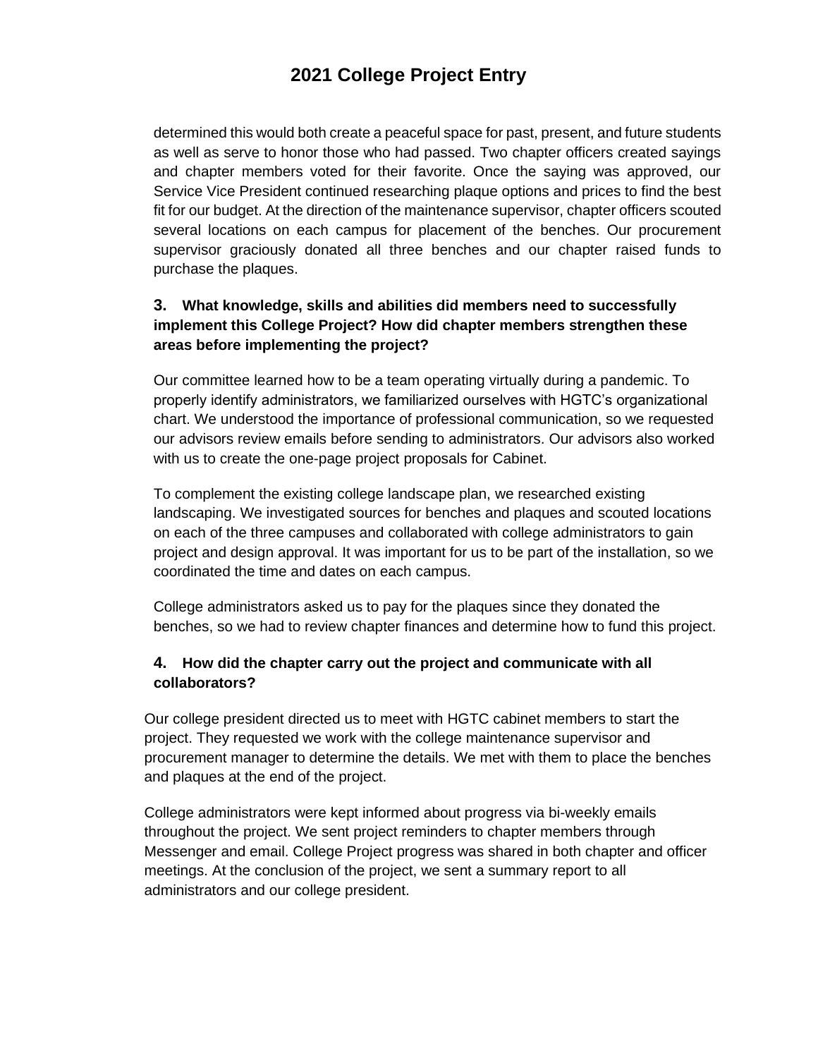determined this would both create a peaceful space for past, present, and future students as well as serve to honor those who had passed. Two chapter officers created sayings and chapter members voted for their favorite. Once the saying was approved, our Service Vice President continued researching plaque options and prices to find the best fit for our budget. At the direction of the maintenance supervisor, chapter officers scouted several locations on each campus for placement of the benches. Our procurement supervisor graciously donated all three benches and our chapter raised funds to purchase the plaques.

### 3. What knowledge, skills and abilities did members need to successfully implement this College Project? How did chapter members strengthen these areas before implementing the project?

Our committee learned how to be a team operating virtually during a pandemic. To properly identify administrators, we familiarized ourselves with HGTC's organizational chart. We understood the importance of professional communication, so we requested our advisors review emails before sending to administrators. Our advisors also worked with us to create the one-page project proposals for Cabinet.

To complement the existing college landscape plan, we researched existing landscaping. We investigated sources for benches and plaques and scouted locations on each of the three campuses and collaborated with college administrators to gain project and design approval. It was important for us to be part of the installation, so we coordinated the time and dates on each campus.

College administrators asked us to pay for the plaques since they donated the benches, so we had to review chapter finances and determine how to fund this project.

### 4. How did the chapter carry out the project and communicate with all collaborators?

Our college president directed us to meet with HGTC cabinet members to start the project. They requested we work with the college maintenance supervisor and procurement manager to determine the details. We met with them to place the benches and plaques at the end of the project.

College administrators were kept informed about progress via bi-weekly emails throughout the project. We sent project reminders to chapter members through Messenger and email. College Project progress was shared in both chapter and officer meetings. At the conclusion of the project, we sent a summary report to all administrators and our college president.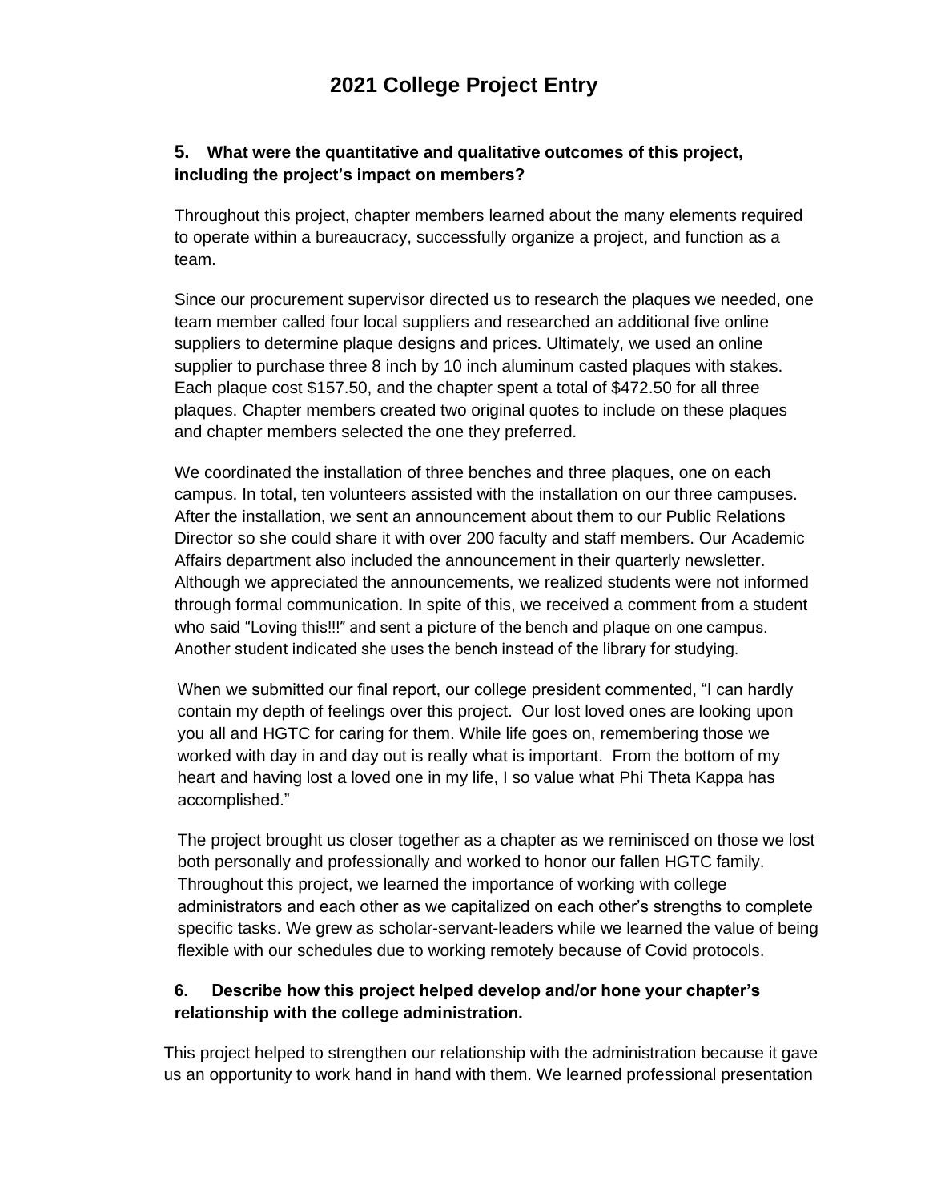# 2021 College Project Entry

**5. What were the quantitative and qualitative outcomes of this project, including the project's impact on members?**

Throughout this project, chapter members learned about the many elements required to operate within a bureaucracy, successfully organize a project, and function as a team.

Since our procurement supervisor directed us to research the plaques we needed, one team member called four local suppliers and researched an additional five online suppliers to determine plaque designs and prices. Ultimately, we used an online supplier to purchase three 8 inch by 10 inch aluminum casted plaques with stakes. Each plaque cost $157.50, and the chapter spent a total of $472.50 for all three plaques. Chapter members created two original quotes to include on these plaques and chapter members selected the one they preferred.

We coordinated the installation of three benches and three plaques, one on each campus. In total, ten volunteers assisted with the installation on our three campuses. After the installation, we sent an announcement about them to our Public Relations Director so she could share it with over 200 faculty and staff members. Our Academic Affairs department also included the announcement in their quarterly newsletter. Although we appreciated the announcements, we realized students were not informed through formal communication. In spite of this, we received a comment from a student who said "Loving this!!!" and sent a picture of the bench and plaque on one campus. Another student indicated she uses the bench instead of the library for studying.

When we submitted our final report, our college president commented, "I can hardly contain my depth of feelings over this project. Our lost loved ones are looking upon you all and HGTC for caring for them. While life goes on, remembering those we worked with day in and day out is really what is important. From the bottom of my heart and having lost a loved one in my life, I so value what Phi Theta Kappa has accomplished."

The project brought us closer together as a chapter as we reminisced on those we lost both personally and professionally and worked to honor our fallen HGTC family. Throughout this project, we learned the importance of working with college administrators and each other as we capitalized on each other's strengths to complete specific tasks. We grew as scholar-servant-leaders while we learned the value of being flexible with our schedules due to working remotely because of Covid protocols.

**6. Describe how this project helped develop and/or hone your chapter's relationship with the college administration.**

This project helped to strengthen our relationship with the administration because it gave us an opportunity to work hand in hand with them. We learned professional presentation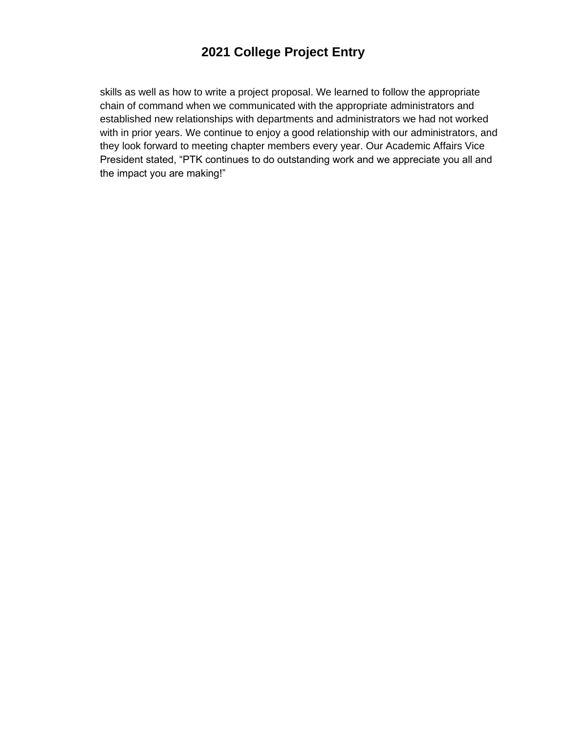skills as well as how to write a project proposal. We learned to follow the appropriate chain of command when we communicated with the appropriate administrators and established new relationships with departments and administrators we had not worked with in prior years. We continue to enjoy a good relationship with our administrators, and they look forward to meeting chapter members every year. Our Academic Affairs Vice President stated, “PTK continues to do outstanding work and we appreciate you all and the impact you are making!”